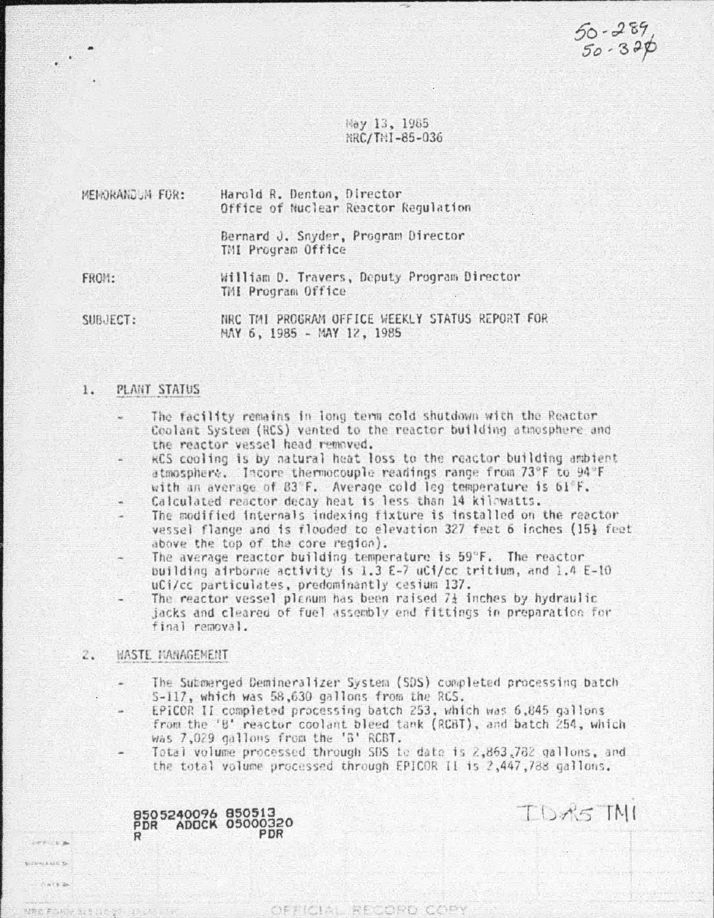50-289,
50-320

May 13, 1985
NRC/TMI-85-036

MEMORANDUM FOR: Harold R. Denton, Director
Office of Nuclear Reactor Regulation

Bernard J. Snyder, Program Director
TMI Program Office

FROM: William D. Travers, Deputy Program Director
TMI Program Office

SUBJECT: NRC TMI PROGRAM OFFICE WEEKLY STATUS REPORT FOR
MAY 6, 1985 - MAY 12, 1985

## 1. PLANT STATUS

- The facility remains in long term cold shutdown with the Reactor Coolant System (RCS) vented to the reactor building atmosphere and the reactor vessel head removed.
- RCS cooling is by natural heat loss to the reactor building ambient atmosphere. Incore thermocouple readings range from 73°F to 94°F with an average of 83°F. Average cold leg temperature is 61°F.
- Calculated reactor decay heat is less than 14 kilowatts.
- The modified internals indexing fixture is installed on the reactor vessel flange and is flooded to elevation 327 feet 6 inches (15½ feet above the top of the core region).
- The average reactor building temperature is 59°F. The reactor building airborne activity is 1.3 E-7 uCi/cc tritium, and 1.4 E-10 uCi/cc particulates, predominantly cesium 137.
- The reactor vessel plenum has been raised 7½ inches by hydraulic jacks and cleared of fuel assembly end fittings in preparation for final removal.

## 2. WASTE MANAGEMENT

- The Submerged Demineralizer System (SDS) completed processing batch S-117, which was 58,630 gallons from the RCS.
- EPICOR II completed processing batch 253, which was 6,845 gallons from the 'B' reactor coolant bleed tank (RCBT), and batch 254, which was 7,029 gallons from the 'B' RCBT.
- Total volume processed through SDS to date is 2,863,782 gallons, and the total volume processed through EPICOR II is 2,447,788 gallons.

8505240096 850513
PDR ADOCK 05000320
R PDR

ID/A5 TMI

OFFICIAL RECORD COPY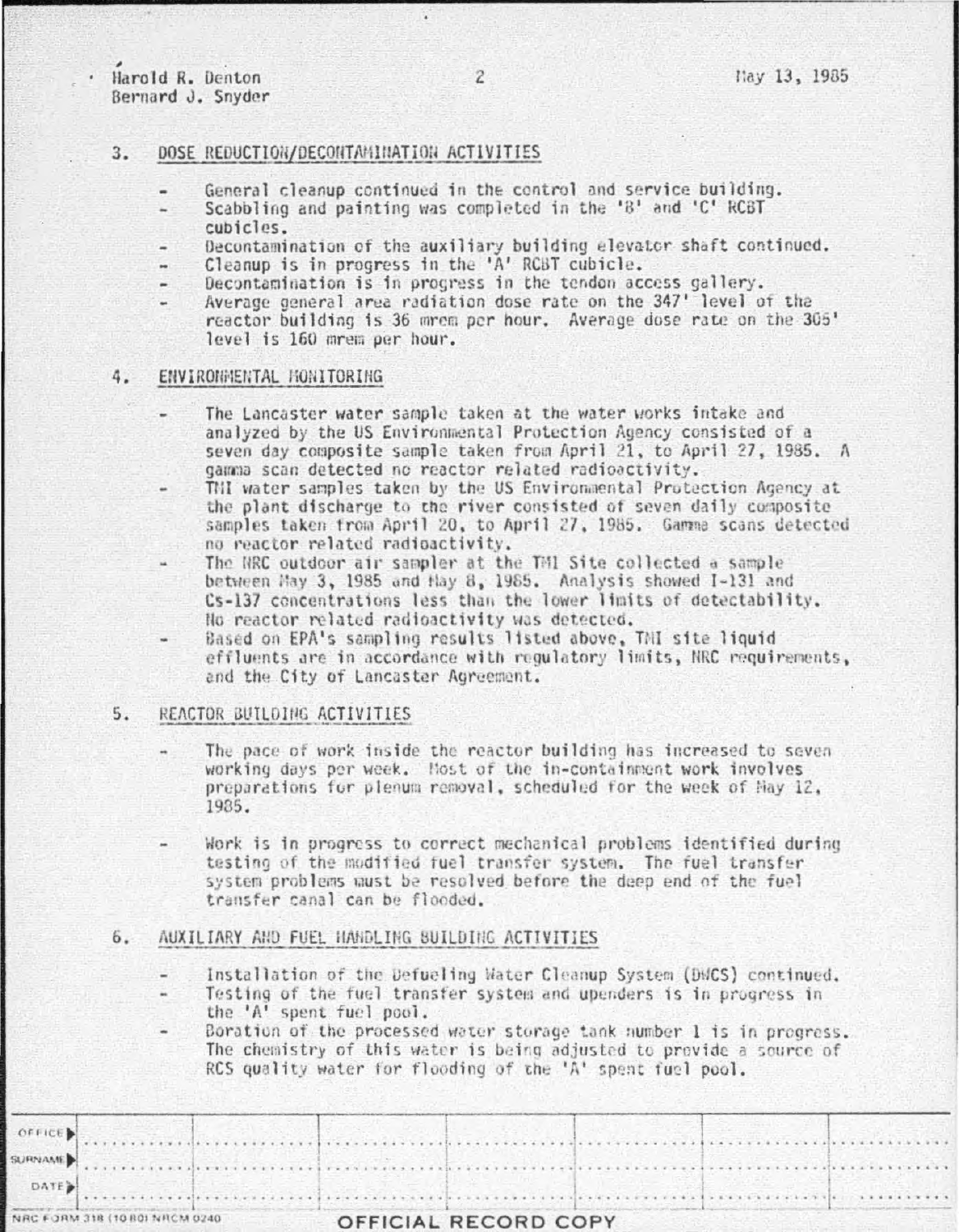Harold R. Denton
Bernard J. Snyder

May 13, 1985

## 3. DOSE REDUCTION/DECONTAMINATION ACTIVITIES

- General cleanup continued in the control and service building.
- Scabbling and painting was completed in the 'B' and 'C' RCBT cubicles.
- Decontamination of the auxiliary building elevator shaft continued.
- Cleanup is in progress in the 'A' RCBT cubicle.
- Decontamination is in progress in the tendon access gallery.
- Average general area radiation dose rate on the 347' level of the reactor building is 36 mrem per hour. Average dose rate on the 305' level is 160 mrem per hour.

## 4. ENVIRONMENTAL MONITORING

- The Lancaster water sample taken at the water works intake and analyzed by the US Environmental Protection Agency consisted of a seven day composite sample taken from April 21, to April 27, 1985. A gamma scan detected no reactor related radioactivity.
- TMI water samples taken by the US Environmental Protection Agency at the plant discharge to the river consisted of seven daily composite samples taken from April 20, to April 27, 1985. Gamma scans detected no reactor related radioactivity.
- The NRC outdoor air sampler at the TMI Site collected a sample between May 3, 1985 and May 8, 1985. Analysis showed I-131 and Cs-137 concentrations less than the lower limits of detectability. No reactor related radioactivity was detected.
- Based on EPA's sampling results listed above, TMI site liquid effluents are in accordance with regulatory limits, NRC requirements, and the City of Lancaster Agreement.

## 5. REACTOR BUILDING ACTIVITIES

- The pace of work inside the reactor building has increased to seven working days per week. Most of the in-containment work involves preparations for plenum removal, scheduled for the week of May 12, 1985.

- Work is in progress to correct mechanical problems identified during testing of the modified fuel transfer system. The fuel transfer system problems must be resolved before the deep end of the fuel transfer canal can be flooded.

## 6. AUXILIARY AND FUEL HANDLING BUILDING ACTIVITIES

- Installation of the Defueling Water Cleanup System (DWCS) continued.
- Testing of the fuel transfer system and upenders is in progress in the 'A' spent fuel pool.
- Boration of the processed water storage tank number 1 is in progress. The chemistry of this water is being adjusted to provide a source of RCS quality water for flooding of the 'A' spent fuel pool.

| OFFICE | | | | | | | |
|---|---|---|---|---|---|---|---|
| SURNAME | | | | | | | |
| DATE | | | | | | | |

NRC FORM 318 (10 80) NRCM 0240

OFFICIAL RECORD COPY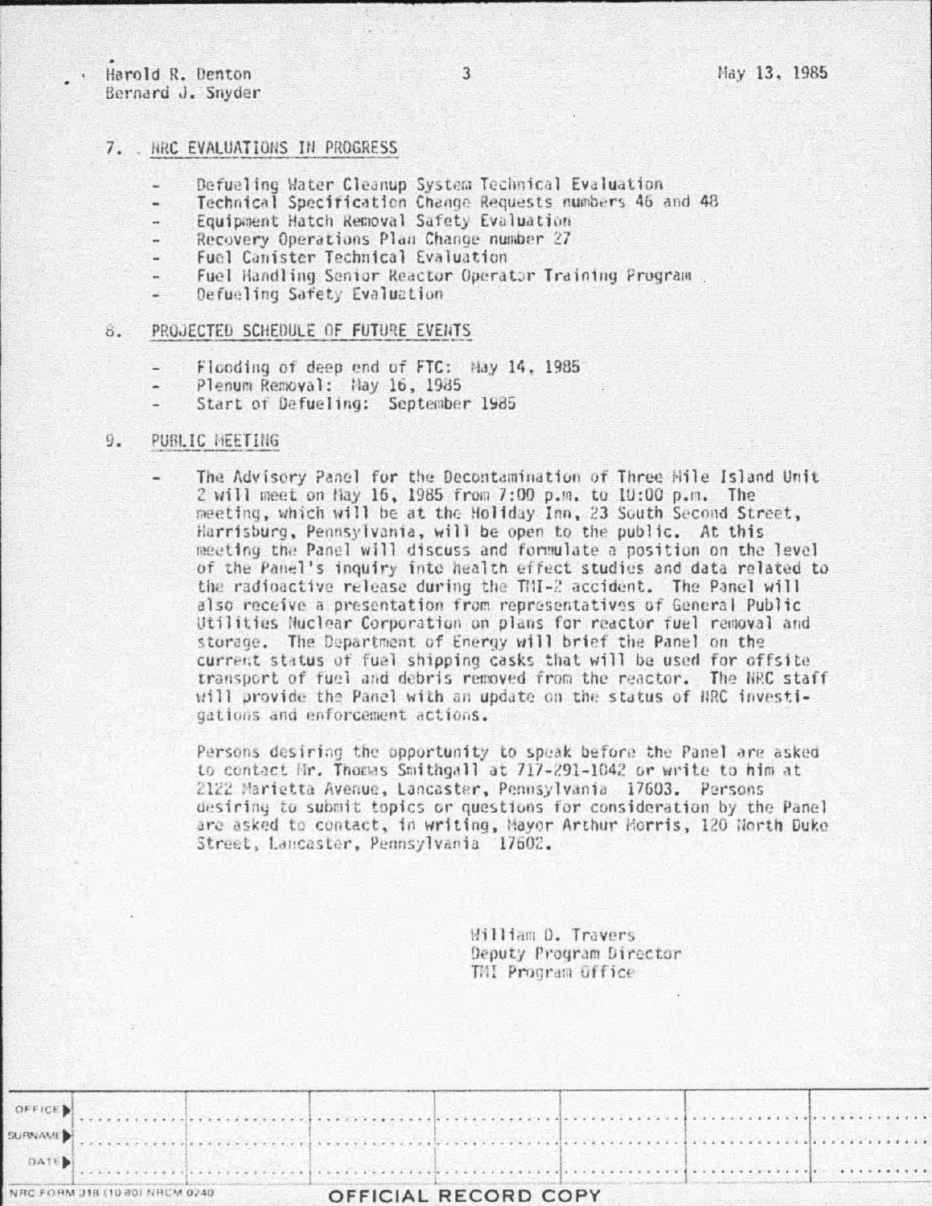## 7. NRC EVALUATIONS IN PROGRESS

- Defueling Water Cleanup System Technical Evaluation
- Technical Specification Change Requests numbers 46 and 48
- Equipment Hatch Removal Safety Evaluation
- Recovery Operations Plan Change number 27
- Fuel Canister Technical Evaluation
- Fuel Handling Senior Reactor Operator Training Program
- Defueling Safety Evaluation

## 8. PROJECTED SCHEDULE OF FUTURE EVENTS

- Flooding of deep end of FTC: May 14, 1985
- Plenum Removal: May 16, 1985
- Start of Defueling: September 1985

## 9. PUBLIC MEETING

- The Advisory Panel for the Decontamination of Three Mile Island Unit 2 will meet on May 16, 1985 from 7:00 p.m. to 10:00 p.m. The meeting, which will be at the Holiday Inn, 23 South Second Street, Harrisburg, Pennsylvania, will be open to the public. At this meeting the Panel will discuss and formulate a position on the level of the Panel's inquiry into health effect studies and data related to the radioactive release during the TMI-2 accident. The Panel will also receive a presentation from representatives of General Public Utilities Nuclear Corporation on plans for reactor fuel removal and storage. The Department of Energy will brief the Panel on the current status of fuel shipping casks that will be used for offsite transport of fuel and debris removed from the reactor. The NRC staff will provide the Panel with an update on the status of NRC investigations and enforcement actions.

Persons desiring the opportunity to speak before the Panel are asked to contact Mr. Thomas Smithgall at 717-291-1042 or write to him at 2122 Marietta Avenue, Lancaster, Pennsylvania 17603. Persons desiring to submit topics or questions for consideration by the Panel are asked to contact, in writing, Mayor Arthur Morris, 120 North Duke Street, Lancaster, Pennsylvania 17602.

William D. Travers
Deputy Program Director
TMI Program Office

| OFFICE | | | | | | |
|---|---|---|---|---|---|---|
| SURNAME | | | | | | |
| DATE | | | | | | |

NRC FORM 318 (10 80) NRCM 0240

OFFICIAL RECORD COPY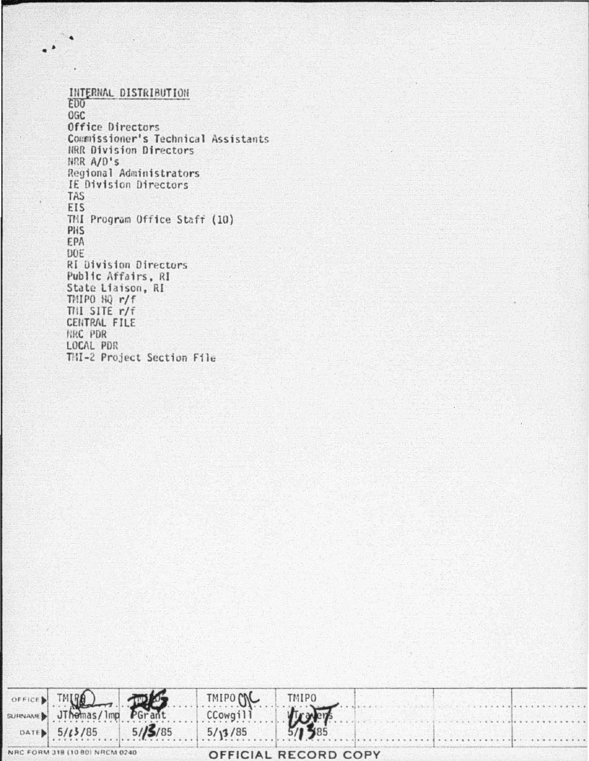INTERNAL DISTRIBUTION

EDO
OGC
Office Directors
Commissioner's Technical Assistants
NRR Division Directors
NRR A/D's
Regional Administrators
IE Division Directors
TAS
EIS
TMI Program Office Staff (10)
PHS
EPA
DOE
RI Division Directors
Public Affairs, RI
State Liaison, RI
TMIPO HQ r/f
TMI SITE r/f
CENTRAL FILE
NRC PDR
LOCAL PDR
TMI-2 Project Section File

| | | | | | | |
|---|---|---|---|---|---|---|
| OFFICE ▶ | TMIPO | TMIPO | TMIPO | TMIPO | | |
| SURNAME ▶ | JThomas/lmp | PGrant | CCowgill | WTravers | | |
| DATE ▶ | 5/13/85 | 5/13/85 | 5/13/85 | 5/13/85 | | |

NRC FORM 318 (10 80) NRCM 0240

OFFICIAL RECORD COPY